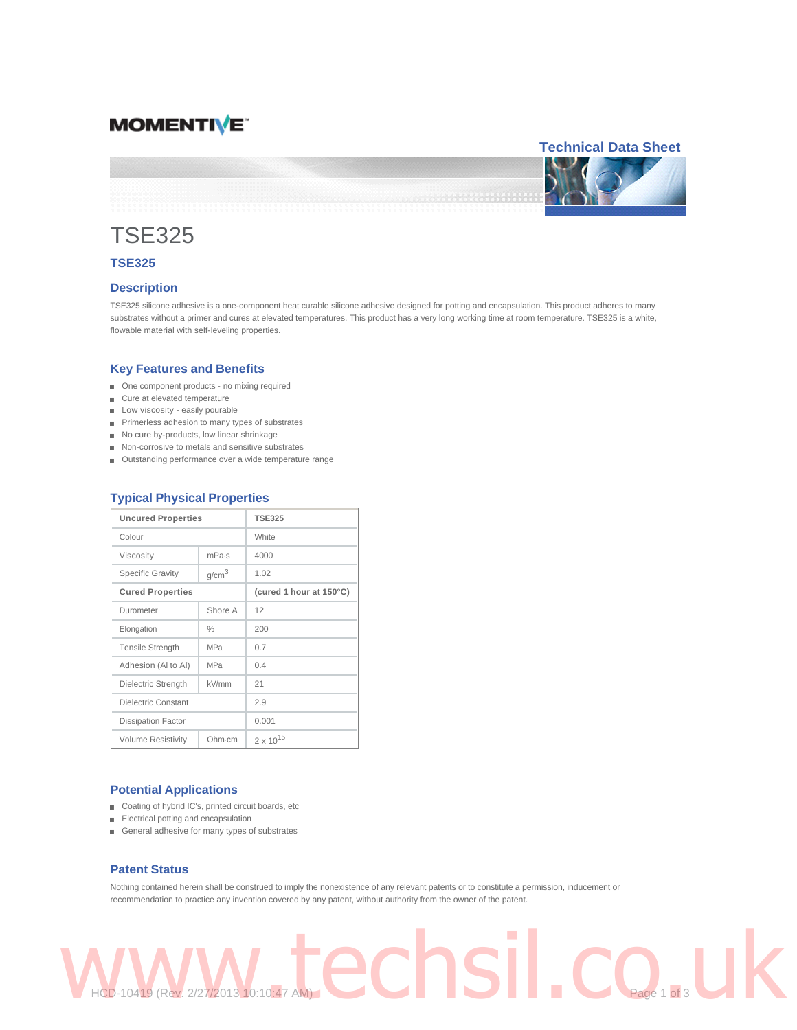MOMENTIVE

Technical Data Sheet

# TSE325

## TSE325

## Description

TSE325 silicone adhesive is a one-component heat curable silicone adhesive designed for potting and encapsulation. This product adheres to many substrates without a primer and cures at elevated temperatures. This product has a very long working time at room temperature. TSE325 is a white, flowable material with self-leveling properties.

## Key Features and Benefits

- One component products - no mixing required
- Cure at elevated temperature
- Low viscosity - easily pourable
- Primerless adhesion to many types of substrates
- No cure by-products, low linear shrinkage
- Non-corrosive to metals and sensitive substrates
- Outstanding performance over a wide temperature range

## Typical Physical Properties

| **Uncured Properties** | | **TSE325** |
|---|---|---|
| Colour | | White |
| Viscosity | mPa·s | 4000 |
| Specific Gravity | $g/cm^3$ | 1.02 |
| **Cured Properties** | | **(cured 1 hour at 150°C)** |
| Durometer | Shore A | 12 |
| Elongation | % | 200 |
| Tensile Strength | MPa | 0.7 |
| Adhesion (Al to Al) | MPa | 0.4 |
| Dielectric Strength | kV/mm | 21 |
| Dielectric Constant | | 2.9 |
| Dissipation Factor | | 0.001 |
| Volume Resistivity | Ohm·cm | $2 \times 10^{15}$ |

## Potential Applications

- Coating of hybrid IC's, printed circuit boards, etc
- Electrical potting and encapsulation
- General adhesive for many types of substrates

## Patent Status

Nothing contained herein shall be construed to imply the nonexistence of any relevant patents or to constitute a permission, inducement or recommendation to practice any invention covered by any patent, without authority from the owner of the patent.

www.techsil.co.uk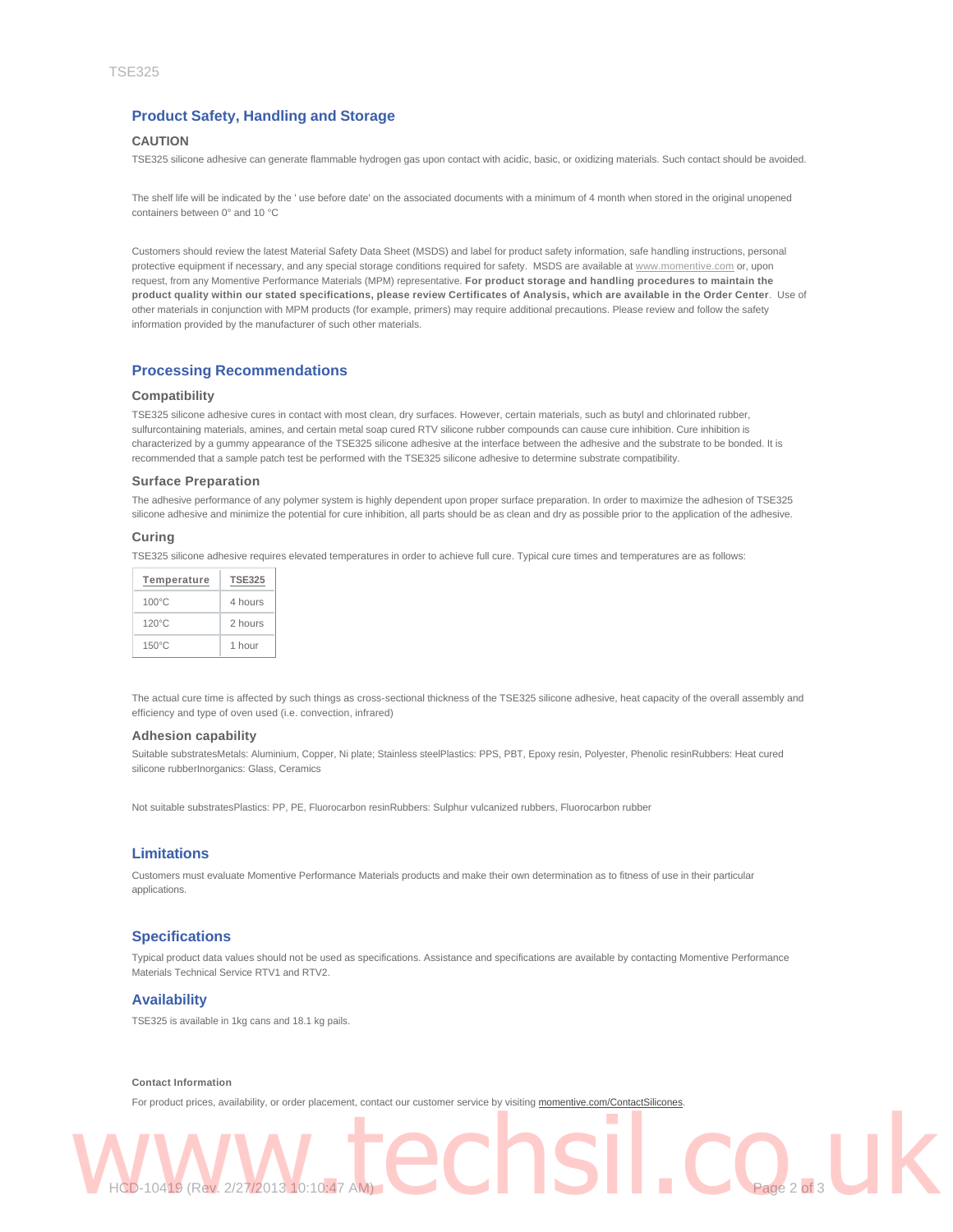## Product Safety, Handling and Storage

### CAUTION

TSE325 silicone adhesive can generate flammable hydrogen gas upon contact with acidic, basic, or oxidizing materials. Such contact should be avoided.

The shelf life will be indicated by the ' use before date' on the associated documents with a minimum of 4 month when stored in the original unopened containers between 0° and 10 °C

Customers should review the latest Material Safety Data Sheet (MSDS) and label for product safety information, safe handling instructions, personal protective equipment if necessary, and any special storage conditions required for safety. MSDS are available at www.momentive.com or, upon request, from any Momentive Performance Materials (MPM) representative. **For product storage and handling procedures to maintain the product quality within our stated specifications, please review Certificates of Analysis, which are available in the Order Center**. Use of other materials in conjunction with MPM products (for example, primers) may require additional precautions. Please review and follow the safety information provided by the manufacturer of such other materials.

## Processing Recommendations

### Compatibility

TSE325 silicone adhesive cures in contact with most clean, dry surfaces. However, certain materials, such as butyl and chlorinated rubber, sulfurcontaining materials, amines, and certain metal soap cured RTV silicone rubber compounds can cause cure inhibition. Cure inhibition is characterized by a gummy appearance of the TSE325 silicone adhesive at the interface between the adhesive and the substrate to be bonded. It is recommended that a sample patch test be performed with the TSE325 silicone adhesive to determine substrate compatibility.

### Surface Preparation

The adhesive performance of any polymer system is highly dependent upon proper surface preparation. In order to maximize the adhesion of TSE325 silicone adhesive and minimize the potential for cure inhibition, all parts should be as clean and dry as possible prior to the application of the adhesive.

### Curing

TSE325 silicone adhesive requires elevated temperatures in order to achieve full cure. Typical cure times and temperatures are as follows:

| Temperature | TSE325 |
|---|---|
| 100°C | 4 hours |
| 120°C | 2 hours |
| 150°C | 1 hour |

The actual cure time is affected by such things as cross-sectional thickness of the TSE325 silicone adhesive, heat capacity of the overall assembly and efficiency and type of oven used (i.e. convection, infrared)

### Adhesion capability

Suitable substratesMetals: Aluminium, Copper, Ni plate; Stainless steelPlastics: PPS, PBT, Epoxy resin, Polyester, Phenolic resinRubbers: Heat cured silicone rubberInorganics: Glass, Ceramics

Not suitable substratesPlastics: PP, PE, Fluorocarbon resinRubbers: Sulphur vulcanized rubbers, Fluorocarbon rubber

## Limitations

Customers must evaluate Momentive Performance Materials products and make their own determination as to fitness of use in their particular applications.

## Specifications

Typical product data values should not be used as specifications. Assistance and specifications are available by contacting Momentive Performance Materials Technical Service RTV1 and RTV2.

## Availability

TSE325 is available in 1kg cans and 18.1 kg pails.

**Contact Information**

For product prices, availability, or order placement, contact our customer service by visiting momentive.com/ContactSilicones.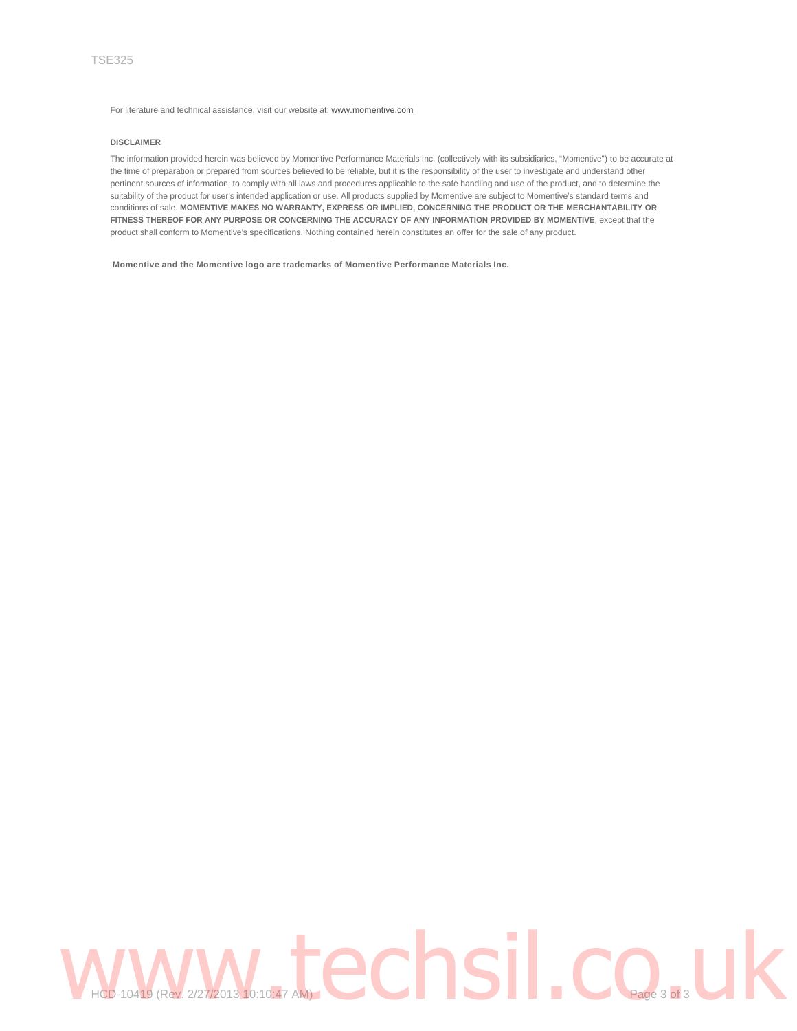For literature and technical assistance, visit our website at: www.momentive.com

**DISCLAIMER**

The information provided herein was believed by Momentive Performance Materials Inc. (collectively with its subsidiaries, "Momentive") to be accurate at the time of preparation or prepared from sources believed to be reliable, but it is the responsibility of the user to investigate and understand other pertinent sources of information, to comply with all laws and procedures applicable to the safe handling and use of the product, and to determine the suitability of the product for user's intended application or use. All products supplied by Momentive are subject to Momentive's standard terms and conditions of sale. **MOMENTIVE MAKES NO WARRANTY, EXPRESS OR IMPLIED, CONCERNING THE PRODUCT OR THE MERCHANTABILITY OR FITNESS THEREOF FOR ANY PURPOSE OR CONCERNING THE ACCURACY OF ANY INFORMATION PROVIDED BY MOMENTIVE**, except that the product shall conform to Momentive's specifications. Nothing contained herein constitutes an offer for the sale of any product.

**Momentive and the Momentive logo are trademarks of Momentive Performance Materials Inc.**